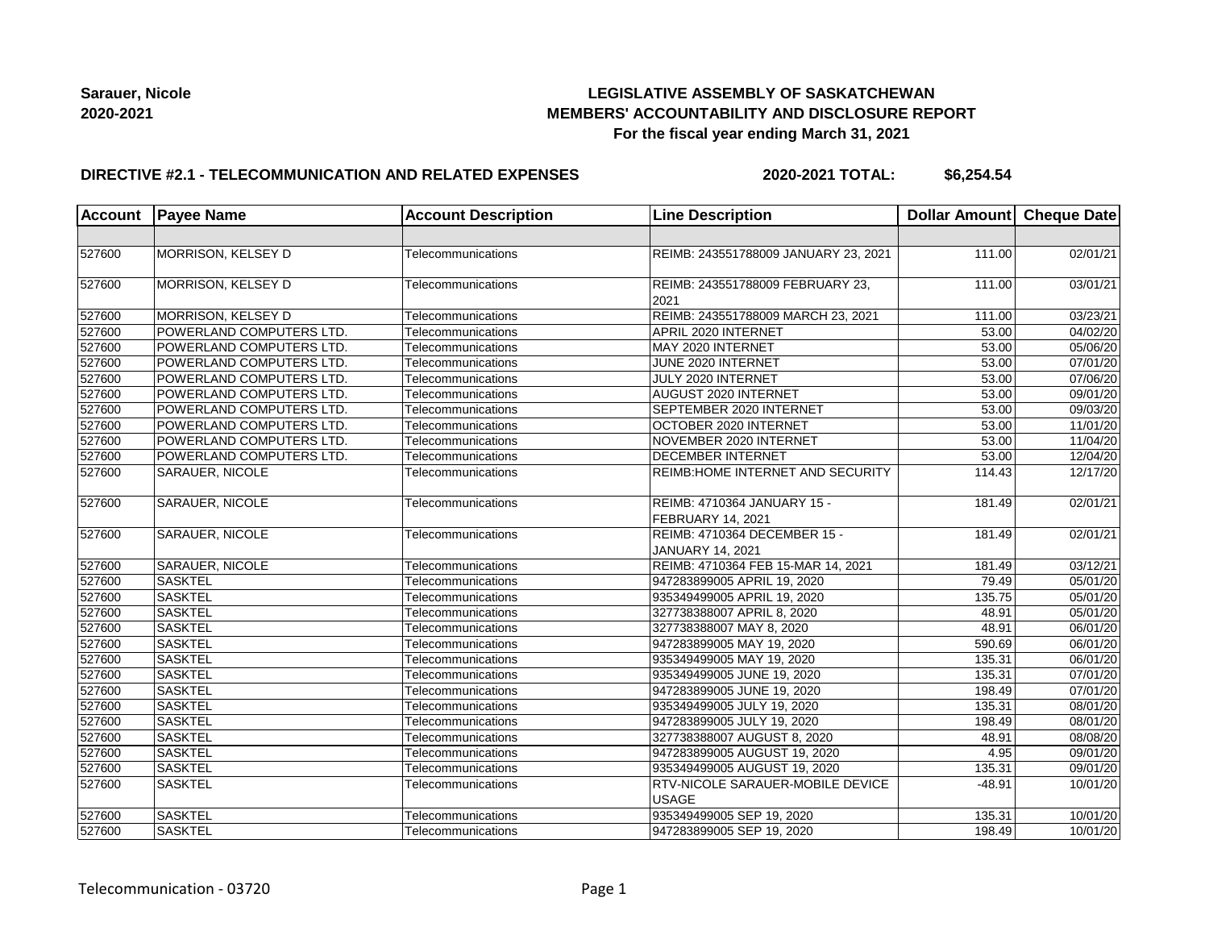**Sarauer, Nicole**
**2020-2021**

# LEGISLATIVE ASSEMBLY OF SASKATCHEWAN
## MEMBERS' ACCOUNTABILITY AND DISCLOSURE REPORT
### For the fiscal year ending March 31, 2021

**DIRECTIVE #2.1 - TELECOMMUNICATION AND RELATED EXPENSES** **2020-2021 TOTAL: $6,254.54**

| Account | Payee Name | Account Description | Line Description | Dollar Amount | Cheque Date |
|---|---|---|---|---|---|
| | | | | | |
| 527600 | MORRISON, KELSEY D | Telecommunications | REIMB: 243551788009 JANUARY 23, 2021 | 111.00 | 02/01/21 |
| 527600 | MORRISON, KELSEY D | Telecommunications | REIMB: 243551788009 FEBRUARY 23, 2021 | 111.00 | 03/01/21 |
| 527600 | MORRISON, KELSEY D | Telecommunications | REIMB: 243551788009 MARCH 23, 2021 | 111.00 | 03/23/21 |
| 527600 | POWERLAND COMPUTERS LTD. | Telecommunications | APRIL 2020 INTERNET | 53.00 | 04/02/20 |
| 527600 | POWERLAND COMPUTERS LTD. | Telecommunications | MAY 2020 INTERNET | 53.00 | 05/06/20 |
| 527600 | POWERLAND COMPUTERS LTD. | Telecommunications | JUNE 2020 INTERNET | 53.00 | 07/01/20 |
| 527600 | POWERLAND COMPUTERS LTD. | Telecommunications | JULY 2020 INTERNET | 53.00 | 07/06/20 |
| 527600 | POWERLAND COMPUTERS LTD. | Telecommunications | AUGUST 2020 INTERNET | 53.00 | 09/01/20 |
| 527600 | POWERLAND COMPUTERS LTD. | Telecommunications | SEPTEMBER 2020 INTERNET | 53.00 | 09/03/20 |
| 527600 | POWERLAND COMPUTERS LTD. | Telecommunications | OCTOBER 2020 INTERNET | 53.00 | 11/01/20 |
| 527600 | POWERLAND COMPUTERS LTD. | Telecommunications | NOVEMBER 2020 INTERNET | 53.00 | 11/04/20 |
| 527600 | POWERLAND COMPUTERS LTD. | Telecommunications | DECEMBER INTERNET | 53.00 | 12/04/20 |
| 527600 | SARAUER, NICOLE | Telecommunications | REIMB:HOME INTERNET AND SECURITY | 114.43 | 12/17/20 |
| 527600 | SARAUER, NICOLE | Telecommunications | REIMB: 4710364 JANUARY 15 - FEBRUARY 14, 2021 | 181.49 | 02/01/21 |
| 527600 | SARAUER, NICOLE | Telecommunications | REIMB: 4710364 DECEMBER 15 - JANUARY 14, 2021 | 181.49 | 02/01/21 |
| 527600 | SARAUER, NICOLE | Telecommunications | REIMB: 4710364 FEB 15-MAR 14, 2021 | 181.49 | 03/12/21 |
| 527600 | SASKTEL | Telecommunications | 947283899005 APRIL 19, 2020 | 79.49 | 05/01/20 |
| 527600 | SASKTEL | Telecommunications | 935349499005 APRIL 19, 2020 | 135.75 | 05/01/20 |
| 527600 | SASKTEL | Telecommunications | 327738388007 APRIL 8, 2020 | 48.91 | 05/01/20 |
| 527600 | SASKTEL | Telecommunications | 327738388007 MAY 8, 2020 | 48.91 | 06/01/20 |
| 527600 | SASKTEL | Telecommunications | 947283899005 MAY 19, 2020 | 590.69 | 06/01/20 |
| 527600 | SASKTEL | Telecommunications | 935349499005 MAY 19, 2020 | 135.31 | 06/01/20 |
| 527600 | SASKTEL | Telecommunications | 935349499005 JUNE 19, 2020 | 135.31 | 07/01/20 |
| 527600 | SASKTEL | Telecommunications | 947283899005 JUNE 19, 2020 | 198.49 | 07/01/20 |
| 527600 | SASKTEL | Telecommunications | 935349499005 JULY 19, 2020 | 135.31 | 08/01/20 |
| 527600 | SASKTEL | Telecommunications | 947283899005 JULY 19, 2020 | 198.49 | 08/01/20 |
| 527600 | SASKTEL | Telecommunications | 327738388007 AUGUST 8, 2020 | 48.91 | 08/08/20 |
| 527600 | SASKTEL | Telecommunications | 947283899005 AUGUST 19, 2020 | 4.95 | 09/01/20 |
| 527600 | SASKTEL | Telecommunications | 935349499005 AUGUST 19, 2020 | 135.31 | 09/01/20 |
| 527600 | SASKTEL | Telecommunications | RTV-NICOLE SARAUER-MOBILE DEVICE USAGE | -48.91 | 10/01/20 |
| 527600 | SASKTEL | Telecommunications | 935349499005 SEP 19, 2020 | 135.31 | 10/01/20 |
| 527600 | SASKTEL | Telecommunications | 947283899005 SEP 19, 2020 | 198.49 | 10/01/20 |

Telecommunication - 03720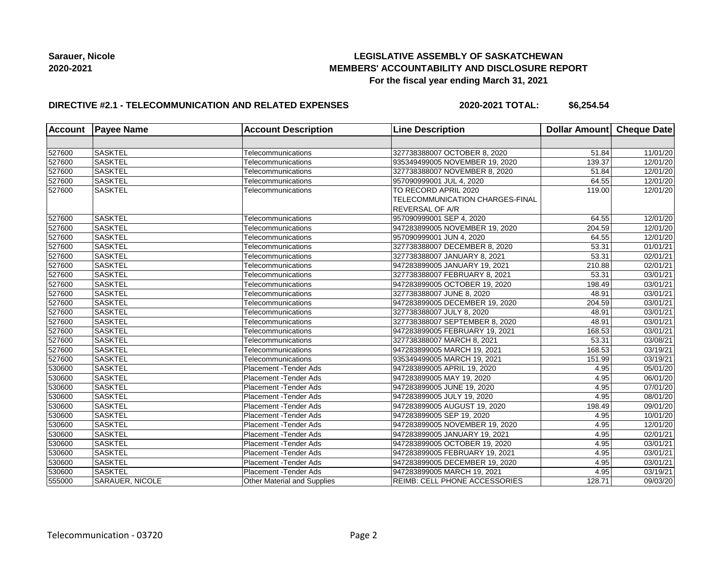**Sarauer, Nicole**
**2020-2021**

**LEGISLATIVE ASSEMBLY OF SASKATCHEWAN**
**MEMBERS' ACCOUNTABILITY AND DISCLOSURE REPORT**
**For the fiscal year ending March 31, 2021**

**DIRECTIVE #2.1 - TELECOMMUNICATION AND RELATED EXPENSES** **2020-2021 TOTAL: $6,254.54**

| Account | Payee Name | Account Description | Line Description | Dollar Amount | Cheque Date |
|---|---|---|---|---|---|
| | | | | | |
| 527600 | SASKTEL | Telecommunications | 327738388007 OCTOBER 8, 2020 | 51.84 | 11/01/20 |
| 527600 | SASKTEL | Telecommunications | 935349499005 NOVEMBER 19, 2020 | 139.37 | 12/01/20 |
| 527600 | SASKTEL | Telecommunications | 327738388007 NOVEMBER 8, 2020 | 51.84 | 12/01/20 |
| 527600 | SASKTEL | Telecommunications | 957090999001 JUL 4, 2020 | 64.55 | 12/01/20 |
| 527600 | SASKTEL | Telecommunications | TO RECORD APRIL 2020 TELECOMMUNICATION CHARGES-FINAL REVERSAL OF A/R | 119.00 | 12/01/20 |
| 527600 | SASKTEL | Telecommunications | 957090999001 SEP 4, 2020 | 64.55 | 12/01/20 |
| 527600 | SASKTEL | Telecommunications | 947283899005 NOVEMBER 19, 2020 | 204.59 | 12/01/20 |
| 527600 | SASKTEL | Telecommunications | 957090999001 JUN 4, 2020 | 64.55 | 12/01/20 |
| 527600 | SASKTEL | Telecommunications | 327738388007 DECEMBER 8, 2020 | 53.31 | 01/01/21 |
| 527600 | SASKTEL | Telecommunications | 327738388007 JANUARY 8, 2021 | 53.31 | 02/01/21 |
| 527600 | SASKTEL | Telecommunications | 947283899005 JANUARY 19, 2021 | 210.88 | 02/01/21 |
| 527600 | SASKTEL | Telecommunications | 327738388007 FEBRUARY 8, 2021 | 53.31 | 03/01/21 |
| 527600 | SASKTEL | Telecommunications | 947283899005 OCTOBER 19, 2020 | 198.49 | 03/01/21 |
| 527600 | SASKTEL | Telecommunications | 327738388007 JUNE 8, 2020 | 48.91 | 03/01/21 |
| 527600 | SASKTEL | Telecommunications | 947283899005 DECEMBER 19, 2020 | 204.59 | 03/01/21 |
| 527600 | SASKTEL | Telecommunications | 327738388007 JULY 8, 2020 | 48.91 | 03/01/21 |
| 527600 | SASKTEL | Telecommunications | 327738388007 SEPTEMBER 8, 2020 | 48.91 | 03/01/21 |
| 527600 | SASKTEL | Telecommunications | 947283899005 FEBRUARY 19, 2021 | 168.53 | 03/01/21 |
| 527600 | SASKTEL | Telecommunications | 327738388007 MARCH 8, 2021 | 53.31 | 03/08/21 |
| 527600 | SASKTEL | Telecommunications | 947283899005 MARCH 19, 2021 | 168.53 | 03/19/21 |
| 527600 | SASKTEL | Telecommunications | 935349499005 MARCH 19, 2021 | 151.99 | 03/19/21 |
| 530600 | SASKTEL | Placement -Tender Ads | 947283899005 APRIL 19, 2020 | 4.95 | 05/01/20 |
| 530600 | SASKTEL | Placement -Tender Ads | 947283899005 MAY 19, 2020 | 4.95 | 06/01/20 |
| 530600 | SASKTEL | Placement -Tender Ads | 947283899005 JUNE 19, 2020 | 4.95 | 07/01/20 |
| 530600 | SASKTEL | Placement -Tender Ads | 947283899005 JULY 19, 2020 | 4.95 | 08/01/20 |
| 530600 | SASKTEL | Placement -Tender Ads | 947283899005 AUGUST 19, 2020 | 198.49 | 09/01/20 |
| 530600 | SASKTEL | Placement -Tender Ads | 947283899005 SEP 19, 2020 | 4.95 | 10/01/20 |
| 530600 | SASKTEL | Placement -Tender Ads | 947283899005 NOVEMBER 19, 2020 | 4.95 | 12/01/20 |
| 530600 | SASKTEL | Placement -Tender Ads | 947283899005 JANUARY 19, 2021 | 4.95 | 02/01/21 |
| 530600 | SASKTEL | Placement -Tender Ads | 947283899005 OCTOBER 19, 2020 | 4.95 | 03/01/21 |
| 530600 | SASKTEL | Placement -Tender Ads | 947283899005 FEBRUARY 19, 2021 | 4.95 | 03/01/21 |
| 530600 | SASKTEL | Placement -Tender Ads | 947283899005 DECEMBER 19, 2020 | 4.95 | 03/01/21 |
| 530600 | SASKTEL | Placement -Tender Ads | 947283899005 MARCH 19, 2021 | 4.95 | 03/19/21 |
| 555000 | SARAUER, NICOLE | Other Material and Supplies | REIMB: CELL PHONE ACCESSORIES | 128.71 | 09/03/20 |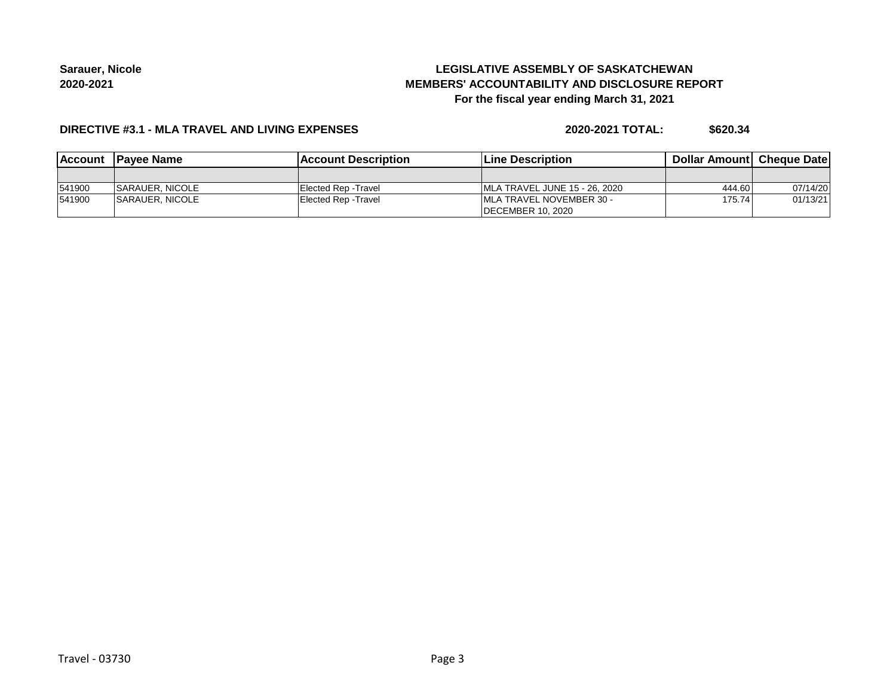**Sarauer, Nicole**
**2020-2021**

# LEGISLATIVE ASSEMBLY OF SASKATCHEWAN
## MEMBERS' ACCOUNTABILITY AND DISCLOSURE REPORT
### For the fiscal year ending March 31, 2021

**DIRECTIVE #3.1 - MLA TRAVEL AND LIVING EXPENSES** **2020-2021 TOTAL: $620.34**

| Account | Payee Name | Account Description | Line Description | Dollar Amount | Cheque Date |
|---|---|---|---|---|---|
| | | | | | |
| 541900 | SARAUER, NICOLE | Elected Rep -Travel | MLA TRAVEL JUNE 15 - 26, 2020 | 444.60 | 07/14/20 |
| 541900 | SARAUER, NICOLE | Elected Rep -Travel | MLA TRAVEL NOVEMBER 30 - DECEMBER 10, 2020 | 175.74 | 01/13/21 |

Travel - 03730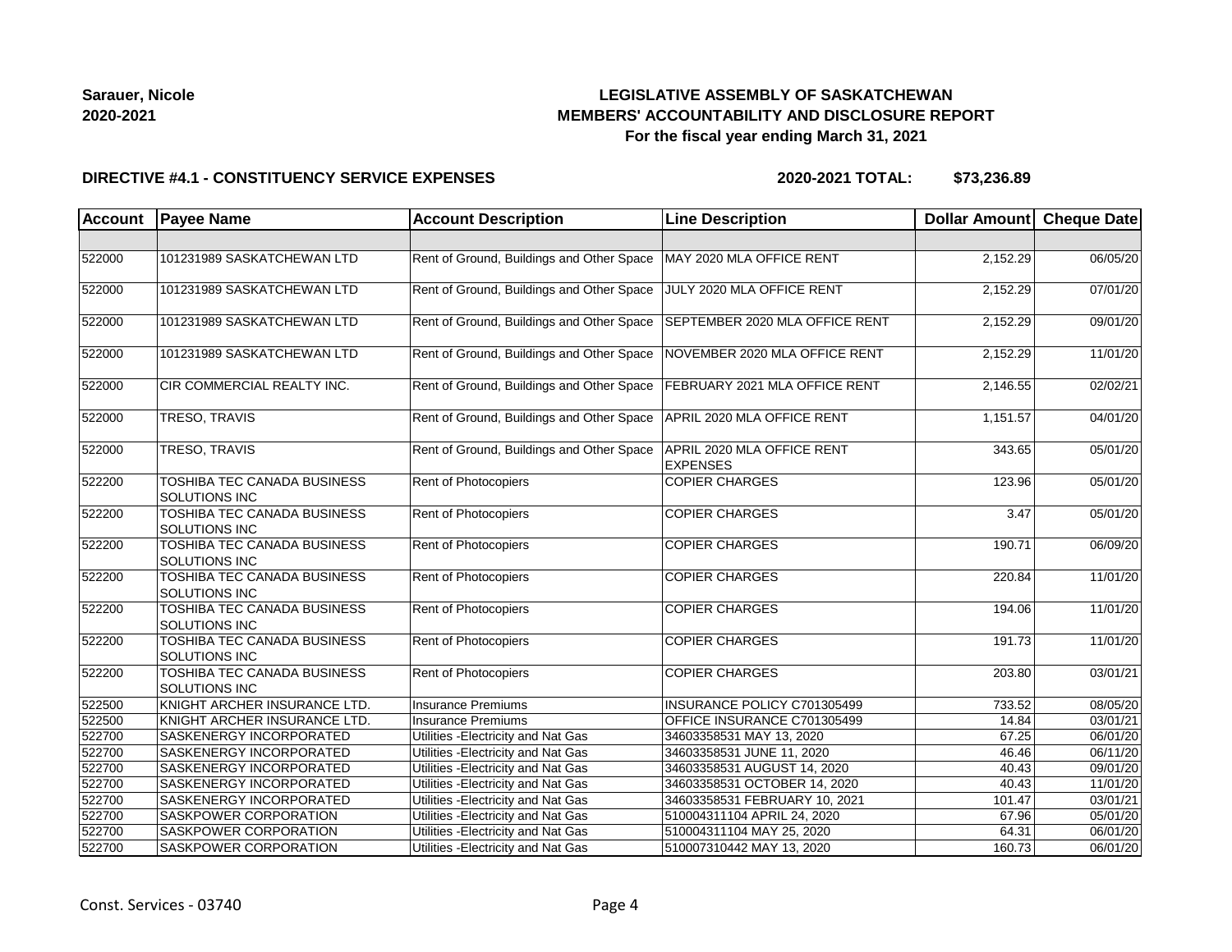**Sarauer, Nicole**
**2020-2021**

# LEGISLATIVE ASSEMBLY OF SASKATCHEWAN
## MEMBERS' ACCOUNTABILITY AND DISCLOSURE REPORT
### For the fiscal year ending March 31, 2021

**DIRECTIVE #4.1 - CONSTITUENCY SERVICE EXPENSES** **2020-2021 TOTAL: $73,236.89**

| Account | Payee Name | Account Description | Line Description | Dollar Amount | Cheque Date |
|---|---|---|---|---|---|
| | | | | | |
| 522000 | 101231989 SASKATCHEWAN LTD | Rent of Ground, Buildings and Other Space | MAY 2020 MLA OFFICE RENT | 2,152.29 | 06/05/20 |
| 522000 | 101231989 SASKATCHEWAN LTD | Rent of Ground, Buildings and Other Space | JULY 2020 MLA OFFICE RENT | 2,152.29 | 07/01/20 |
| 522000 | 101231989 SASKATCHEWAN LTD | Rent of Ground, Buildings and Other Space | SEPTEMBER 2020 MLA OFFICE RENT | 2,152.29 | 09/01/20 |
| 522000 | 101231989 SASKATCHEWAN LTD | Rent of Ground, Buildings and Other Space | NOVEMBER 2020 MLA OFFICE RENT | 2,152.29 | 11/01/20 |
| 522000 | CIR COMMERCIAL REALTY INC. | Rent of Ground, Buildings and Other Space | FEBRUARY 2021 MLA OFFICE RENT | 2,146.55 | 02/02/21 |
| 522000 | TRESO, TRAVIS | Rent of Ground, Buildings and Other Space | APRIL 2020 MLA OFFICE RENT | 1,151.57 | 04/01/20 |
| 522000 | TRESO, TRAVIS | Rent of Ground, Buildings and Other Space | APRIL 2020 MLA OFFICE RENT EXPENSES | 343.65 | 05/01/20 |
| 522200 | TOSHIBA TEC CANADA BUSINESS SOLUTIONS INC | Rent of Photocopiers | COPIER CHARGES | 123.96 | 05/01/20 |
| 522200 | TOSHIBA TEC CANADA BUSINESS SOLUTIONS INC | Rent of Photocopiers | COPIER CHARGES | 3.47 | 05/01/20 |
| 522200 | TOSHIBA TEC CANADA BUSINESS SOLUTIONS INC | Rent of Photocopiers | COPIER CHARGES | 190.71 | 06/09/20 |
| 522200 | TOSHIBA TEC CANADA BUSINESS SOLUTIONS INC | Rent of Photocopiers | COPIER CHARGES | 220.84 | 11/01/20 |
| 522200 | TOSHIBA TEC CANADA BUSINESS SOLUTIONS INC | Rent of Photocopiers | COPIER CHARGES | 194.06 | 11/01/20 |
| 522200 | TOSHIBA TEC CANADA BUSINESS SOLUTIONS INC | Rent of Photocopiers | COPIER CHARGES | 191.73 | 11/01/20 |
| 522200 | TOSHIBA TEC CANADA BUSINESS SOLUTIONS INC | Rent of Photocopiers | COPIER CHARGES | 203.80 | 03/01/21 |
| 522500 | KNIGHT ARCHER INSURANCE LTD. | Insurance Premiums | INSURANCE POLICY C701305499 | 733.52 | 08/05/20 |
| 522500 | KNIGHT ARCHER INSURANCE LTD. | Insurance Premiums | OFFICE INSURANCE C701305499 | 14.84 | 03/01/21 |
| 522700 | SASKENERGY INCORPORATED | Utilities -Electricity and Nat Gas | 34603358531 MAY 13, 2020 | 67.25 | 06/01/20 |
| 522700 | SASKENERGY INCORPORATED | Utilities -Electricity and Nat Gas | 34603358531 JUNE 11, 2020 | 46.46 | 06/11/20 |
| 522700 | SASKENERGY INCORPORATED | Utilities -Electricity and Nat Gas | 34603358531 AUGUST 14, 2020 | 40.43 | 09/01/20 |
| 522700 | SASKENERGY INCORPORATED | Utilities -Electricity and Nat Gas | 34603358531 OCTOBER 14, 2020 | 40.43 | 11/01/20 |
| 522700 | SASKENERGY INCORPORATED | Utilities -Electricity and Nat Gas | 34603358531 FEBRUARY 10, 2021 | 101.47 | 03/01/21 |
| 522700 | SASKPOWER CORPORATION | Utilities -Electricity and Nat Gas | 510004311104 APRIL 24, 2020 | 67.96 | 05/01/20 |
| 522700 | SASKPOWER CORPORATION | Utilities -Electricity and Nat Gas | 510004311104 MAY 25, 2020 | 64.31 | 06/01/20 |
| 522700 | SASKPOWER CORPORATION | Utilities -Electricity and Nat Gas | 510007310442 MAY 13, 2020 | 160.73 | 06/01/20 |

Const. Services - 03740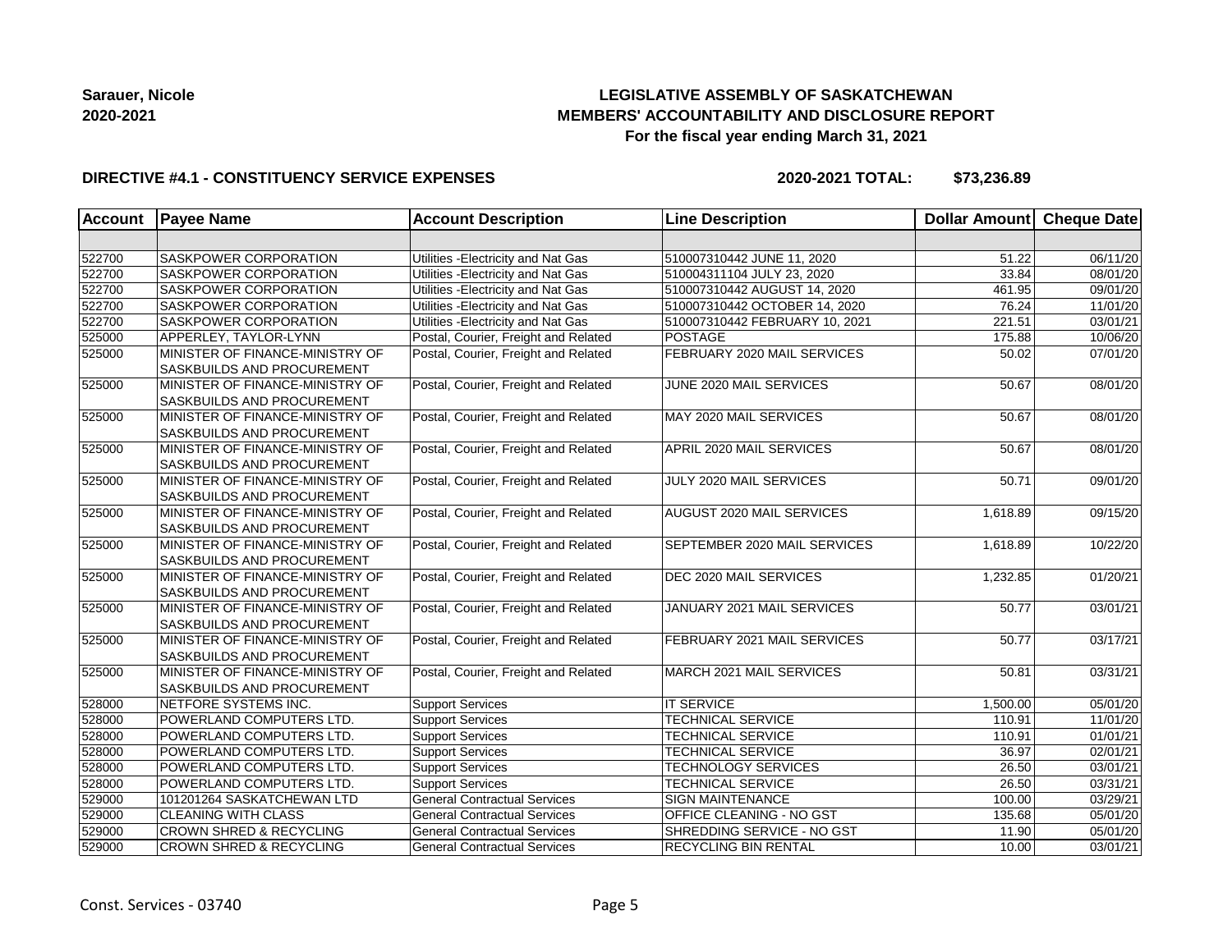**Sarauer, Nicole**
**2020-2021**

**LEGISLATIVE ASSEMBLY OF SASKATCHEWAN**
**MEMBERS' ACCOUNTABILITY AND DISCLOSURE REPORT**
**For the fiscal year ending March 31, 2021**

**DIRECTIVE #4.1 - CONSTITUENCY SERVICE EXPENSES** **2020-2021 TOTAL: $73,236.89**

| Account | Payee Name | Account Description | Line Description | Dollar Amount | Cheque Date |
|---|---|---|---|---|---|
| | | | | | |
| 522700 | SASKPOWER CORPORATION | Utilities -Electricity and Nat Gas | 510007310442 JUNE 11, 2020 | 51.22 | 06/11/20 |
| 522700 | SASKPOWER CORPORATION | Utilities -Electricity and Nat Gas | 510004311104 JULY 23, 2020 | 33.84 | 08/01/20 |
| 522700 | SASKPOWER CORPORATION | Utilities -Electricity and Nat Gas | 510007310442 AUGUST 14, 2020 | 461.95 | 09/01/20 |
| 522700 | SASKPOWER CORPORATION | Utilities -Electricity and Nat Gas | 510007310442 OCTOBER 14, 2020 | 76.24 | 11/01/20 |
| 522700 | SASKPOWER CORPORATION | Utilities -Electricity and Nat Gas | 510007310442 FEBRUARY 10, 2021 | 221.51 | 03/01/21 |
| 525000 | APPERLEY, TAYLOR-LYNN | Postal, Courier, Freight and Related | POSTAGE | 175.88 | 10/06/20 |
| 525000 | MINISTER OF FINANCE-MINISTRY OF SASKBUILDS AND PROCUREMENT | Postal, Courier, Freight and Related | FEBRUARY 2020 MAIL SERVICES | 50.02 | 07/01/20 |
| 525000 | MINISTER OF FINANCE-MINISTRY OF SASKBUILDS AND PROCUREMENT | Postal, Courier, Freight and Related | JUNE 2020 MAIL SERVICES | 50.67 | 08/01/20 |
| 525000 | MINISTER OF FINANCE-MINISTRY OF SASKBUILDS AND PROCUREMENT | Postal, Courier, Freight and Related | MAY 2020 MAIL SERVICES | 50.67 | 08/01/20 |
| 525000 | MINISTER OF FINANCE-MINISTRY OF SASKBUILDS AND PROCUREMENT | Postal, Courier, Freight and Related | APRIL 2020 MAIL SERVICES | 50.67 | 08/01/20 |
| 525000 | MINISTER OF FINANCE-MINISTRY OF SASKBUILDS AND PROCUREMENT | Postal, Courier, Freight and Related | JULY 2020 MAIL SERVICES | 50.71 | 09/01/20 |
| 525000 | MINISTER OF FINANCE-MINISTRY OF SASKBUILDS AND PROCUREMENT | Postal, Courier, Freight and Related | AUGUST 2020 MAIL SERVICES | 1,618.89 | 09/15/20 |
| 525000 | MINISTER OF FINANCE-MINISTRY OF SASKBUILDS AND PROCUREMENT | Postal, Courier, Freight and Related | SEPTEMBER 2020 MAIL SERVICES | 1,618.89 | 10/22/20 |
| 525000 | MINISTER OF FINANCE-MINISTRY OF SASKBUILDS AND PROCUREMENT | Postal, Courier, Freight and Related | DEC 2020 MAIL SERVICES | 1,232.85 | 01/20/21 |
| 525000 | MINISTER OF FINANCE-MINISTRY OF SASKBUILDS AND PROCUREMENT | Postal, Courier, Freight and Related | JANUARY 2021 MAIL SERVICES | 50.77 | 03/01/21 |
| 525000 | MINISTER OF FINANCE-MINISTRY OF SASKBUILDS AND PROCUREMENT | Postal, Courier, Freight and Related | FEBRUARY 2021 MAIL SERVICES | 50.77 | 03/17/21 |
| 525000 | MINISTER OF FINANCE-MINISTRY OF SASKBUILDS AND PROCUREMENT | Postal, Courier, Freight and Related | MARCH 2021 MAIL SERVICES | 50.81 | 03/31/21 |
| 528000 | NETFORE SYSTEMS INC. | Support Services | IT SERVICE | 1,500.00 | 05/01/20 |
| 528000 | POWERLAND COMPUTERS LTD. | Support Services | TECHNICAL SERVICE | 110.91 | 11/01/20 |
| 528000 | POWERLAND COMPUTERS LTD. | Support Services | TECHNICAL SERVICE | 110.91 | 01/01/21 |
| 528000 | POWERLAND COMPUTERS LTD. | Support Services | TECHNICAL SERVICE | 36.97 | 02/01/21 |
| 528000 | POWERLAND COMPUTERS LTD. | Support Services | TECHNOLOGY SERVICES | 26.50 | 03/01/21 |
| 528000 | POWERLAND COMPUTERS LTD. | Support Services | TECHNICAL SERVICE | 26.50 | 03/31/21 |
| 529000 | 101201264 SASKATCHEWAN LTD | General Contractual Services | SIGN MAINTENANCE | 100.00 | 03/29/21 |
| 529000 | CLEANING WITH CLASS | General Contractual Services | OFFICE CLEANING - NO GST | 135.68 | 05/01/20 |
| 529000 | CROWN SHRED & RECYCLING | General Contractual Services | SHREDDING SERVICE - NO GST | 11.90 | 05/01/20 |
| 529000 | CROWN SHRED & RECYCLING | General Contractual Services | RECYCLING BIN RENTAL | 10.00 | 03/01/21 |

Const. Services - 03740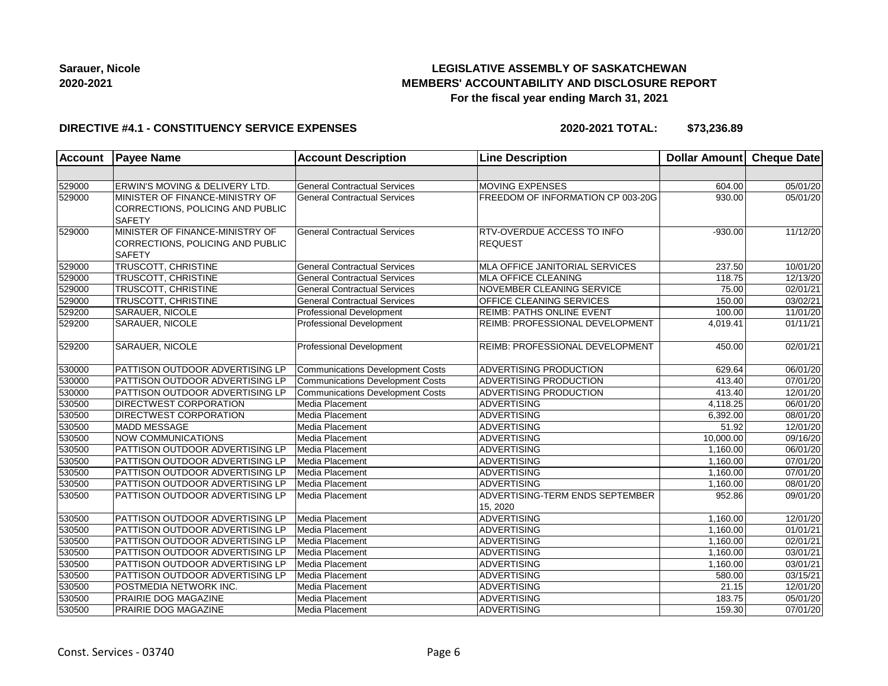**Sarauer, Nicole**
**2020-2021**

**LEGISLATIVE ASSEMBLY OF SASKATCHEWAN**
**MEMBERS' ACCOUNTABILITY AND DISCLOSURE REPORT**
**For the fiscal year ending March 31, 2021**

**DIRECTIVE #4.1 - CONSTITUENCY SERVICE EXPENSES** **2020-2021 TOTAL: $73,236.89**

| Account | Payee Name | Account Description | Line Description | Dollar Amount | Cheque Date |
|---|---|---|---|---|---|
| | | | | | |
| 529000 | ERWIN'S MOVING & DELIVERY LTD. | General Contractual Services | MOVING EXPENSES | 604.00 | 05/01/20 |
| 529000 | MINISTER OF FINANCE-MINISTRY OF CORRECTIONS, POLICING AND PUBLIC SAFETY | General Contractual Services | FREEDOM OF INFORMATION CP 003-20G | 930.00 | 05/01/20 |
| 529000 | MINISTER OF FINANCE-MINISTRY OF CORRECTIONS, POLICING AND PUBLIC SAFETY | General Contractual Services | RTV-OVERDUE ACCESS TO INFO REQUEST | -930.00 | 11/12/20 |
| 529000 | TRUSCOTT, CHRISTINE | General Contractual Services | MLA OFFICE JANITORIAL SERVICES | 237.50 | 10/01/20 |
| 529000 | TRUSCOTT, CHRISTINE | General Contractual Services | MLA OFFICE CLEANING | 118.75 | 12/13/20 |
| 529000 | TRUSCOTT, CHRISTINE | General Contractual Services | NOVEMBER CLEANING SERVICE | 75.00 | 02/01/21 |
| 529000 | TRUSCOTT, CHRISTINE | General Contractual Services | OFFICE CLEANING SERVICES | 150.00 | 03/02/21 |
| 529200 | SARAUER, NICOLE | Professional Development | REIMB: PATHS ONLINE EVENT | 100.00 | 11/01/20 |
| 529200 | SARAUER, NICOLE | Professional Development | REIMB: PROFESSIONAL DEVELOPMENT | 4,019.41 | 01/11/21 |
| 529200 | SARAUER, NICOLE | Professional Development | REIMB: PROFESSIONAL DEVELOPMENT | 450.00 | 02/01/21 |
| 530000 | PATTISON OUTDOOR ADVERTISING LP | Communications Development Costs | ADVERTISING PRODUCTION | 629.64 | 06/01/20 |
| 530000 | PATTISON OUTDOOR ADVERTISING LP | Communications Development Costs | ADVERTISING PRODUCTION | 413.40 | 07/01/20 |
| 530000 | PATTISON OUTDOOR ADVERTISING LP | Communications Development Costs | ADVERTISING PRODUCTION | 413.40 | 12/01/20 |
| 530500 | DIRECTWEST CORPORATION | Media Placement | ADVERTISING | 4,118.25 | 06/01/20 |
| 530500 | DIRECTWEST CORPORATION | Media Placement | ADVERTISING | 6,392.00 | 08/01/20 |
| 530500 | MADD MESSAGE | Media Placement | ADVERTISING | 51.92 | 12/01/20 |
| 530500 | NOW COMMUNICATIONS | Media Placement | ADVERTISING | 10,000.00 | 09/16/20 |
| 530500 | PATTISON OUTDOOR ADVERTISING LP | Media Placement | ADVERTISING | 1,160.00 | 06/01/20 |
| 530500 | PATTISON OUTDOOR ADVERTISING LP | Media Placement | ADVERTISING | 1,160.00 | 07/01/20 |
| 530500 | PATTISON OUTDOOR ADVERTISING LP | Media Placement | ADVERTISING | 1,160.00 | 07/01/20 |
| 530500 | PATTISON OUTDOOR ADVERTISING LP | Media Placement | ADVERTISING | 1,160.00 | 08/01/20 |
| 530500 | PATTISON OUTDOOR ADVERTISING LP | Media Placement | ADVERTISING-TERM ENDS SEPTEMBER 15, 2020 | 952.86 | 09/01/20 |
| 530500 | PATTISON OUTDOOR ADVERTISING LP | Media Placement | ADVERTISING | 1,160.00 | 12/01/20 |
| 530500 | PATTISON OUTDOOR ADVERTISING LP | Media Placement | ADVERTISING | 1,160.00 | 01/01/21 |
| 530500 | PATTISON OUTDOOR ADVERTISING LP | Media Placement | ADVERTISING | 1,160.00 | 02/01/21 |
| 530500 | PATTISON OUTDOOR ADVERTISING LP | Media Placement | ADVERTISING | 1,160.00 | 03/01/21 |
| 530500 | PATTISON OUTDOOR ADVERTISING LP | Media Placement | ADVERTISING | 1,160.00 | 03/01/21 |
| 530500 | PATTISON OUTDOOR ADVERTISING LP | Media Placement | ADVERTISING | 580.00 | 03/15/21 |
| 530500 | POSTMEDIA NETWORK INC. | Media Placement | ADVERTISING | 21.15 | 12/01/20 |
| 530500 | PRAIRIE DOG MAGAZINE | Media Placement | ADVERTISING | 183.75 | 05/01/20 |
| 530500 | PRAIRIE DOG MAGAZINE | Media Placement | ADVERTISING | 159.30 | 07/01/20 |

Const. Services - 03740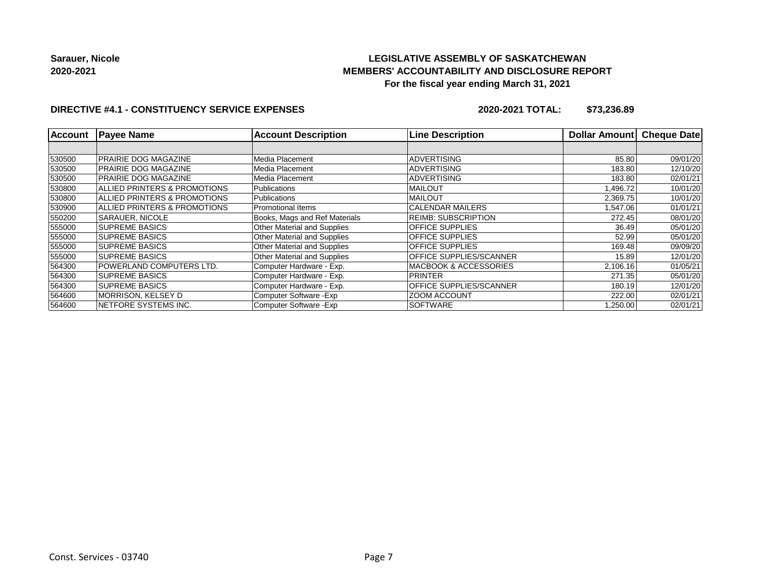**Sarauer, Nicole**
**2020-2021**

**LEGISLATIVE ASSEMBLY OF SASKATCHEWAN**
**MEMBERS' ACCOUNTABILITY AND DISCLOSURE REPORT**
**For the fiscal year ending March 31, 2021**

**DIRECTIVE #4.1 - CONSTITUENCY SERVICE EXPENSES** **2020-2021 TOTAL: $73,236.89**

| Account | Payee Name | Account Description | Line Description | Dollar Amount | Cheque Date |
|---|---|---|---|---|---|
| | | | | | |
| 530500 | PRAIRIE DOG MAGAZINE | Media Placement | ADVERTISING | 85.80 | 09/01/20 |
| 530500 | PRAIRIE DOG MAGAZINE | Media Placement | ADVERTISING | 183.80 | 12/10/20 |
| 530500 | PRAIRIE DOG MAGAZINE | Media Placement | ADVERTISING | 183.80 | 02/01/21 |
| 530800 | ALLIED PRINTERS & PROMOTIONS | Publications | MAILOUT | 1,496.72 | 10/01/20 |
| 530800 | ALLIED PRINTERS & PROMOTIONS | Publications | MAILOUT | 2,369.75 | 10/01/20 |
| 530900 | ALLIED PRINTERS & PROMOTIONS | Promotional Items | CALENDAR MAILERS | 1,547.06 | 01/01/21 |
| 550200 | SARAUER, NICOLE | Books, Mags and Ref Materials | REIMB: SUBSCRIPTION | 272.45 | 08/01/20 |
| 555000 | SUPREME BASICS | Other Material and Supplies | OFFICE SUPPLIES | 36.49 | 05/01/20 |
| 555000 | SUPREME BASICS | Other Material and Supplies | OFFICE SUPPLIES | 52.99 | 05/01/20 |
| 555000 | SUPREME BASICS | Other Material and Supplies | OFFICE SUPPLIES | 169.48 | 09/09/20 |
| 555000 | SUPREME BASICS | Other Material and Supplies | OFFICE SUPPLIES/SCANNER | 15.89 | 12/01/20 |
| 564300 | POWERLAND COMPUTERS LTD. | Computer Hardware - Exp. | MACBOOK & ACCESSORIES | 2,106.16 | 01/05/21 |
| 564300 | SUPREME BASICS | Computer Hardware - Exp. | PRINTER | 271.35 | 05/01/20 |
| 564300 | SUPREME BASICS | Computer Hardware - Exp. | OFFICE SUPPLIES/SCANNER | 180.19 | 12/01/20 |
| 564600 | MORRISON, KELSEY D | Computer Software -Exp | ZOOM ACCOUNT | 222.00 | 02/01/21 |
| 564600 | NETFORE SYSTEMS INC. | Computer Software -Exp | SOFTWARE | 1,250.00 | 02/01/21 |

Const. Services - 03740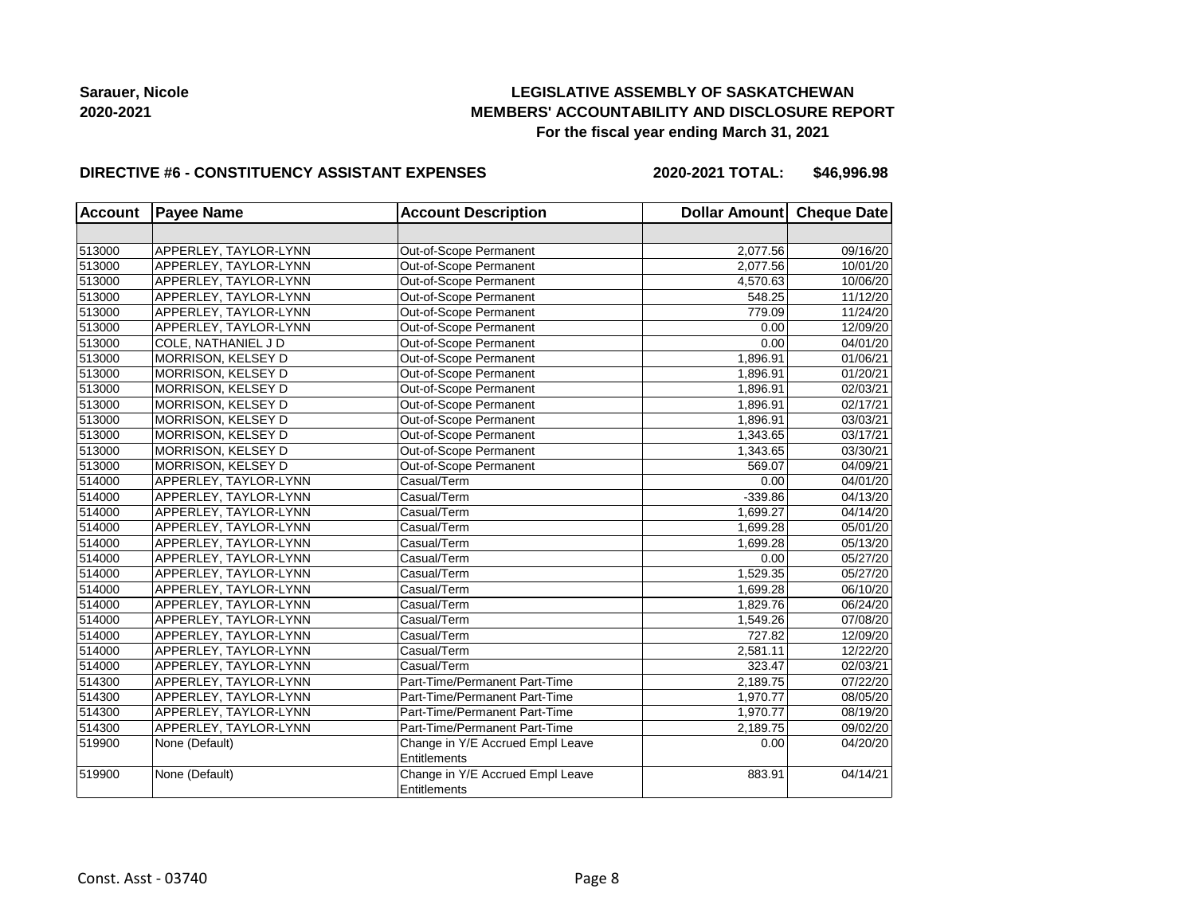**Sarauer, Nicole**
**2020-2021**

**LEGISLATIVE ASSEMBLY OF SASKATCHEWAN**
**MEMBERS' ACCOUNTABILITY AND DISCLOSURE REPORT**
**For the fiscal year ending March 31, 2021**

**DIRECTIVE #6 - CONSTITUENCY ASSISTANT EXPENSES** **2020-2021 TOTAL: $46,996.98**

| Account | Payee Name | Account Description | Dollar Amount | Cheque Date |
|---|---|---|---|---|
| | | | | |
| 513000 | APPERLEY, TAYLOR-LYNN | Out-of-Scope Permanent | 2,077.56 | 09/16/20 |
| 513000 | APPERLEY, TAYLOR-LYNN | Out-of-Scope Permanent | 2,077.56 | 10/01/20 |
| 513000 | APPERLEY, TAYLOR-LYNN | Out-of-Scope Permanent | 4,570.63 | 10/06/20 |
| 513000 | APPERLEY, TAYLOR-LYNN | Out-of-Scope Permanent | 548.25 | 11/12/20 |
| 513000 | APPERLEY, TAYLOR-LYNN | Out-of-Scope Permanent | 779.09 | 11/24/20 |
| 513000 | APPERLEY, TAYLOR-LYNN | Out-of-Scope Permanent | 0.00 | 12/09/20 |
| 513000 | COLE, NATHANIEL J D | Out-of-Scope Permanent | 0.00 | 04/01/20 |
| 513000 | MORRISON, KELSEY D | Out-of-Scope Permanent | 1,896.91 | 01/06/21 |
| 513000 | MORRISON, KELSEY D | Out-of-Scope Permanent | 1,896.91 | 01/20/21 |
| 513000 | MORRISON, KELSEY D | Out-of-Scope Permanent | 1,896.91 | 02/03/21 |
| 513000 | MORRISON, KELSEY D | Out-of-Scope Permanent | 1,896.91 | 02/17/21 |
| 513000 | MORRISON, KELSEY D | Out-of-Scope Permanent | 1,896.91 | 03/03/21 |
| 513000 | MORRISON, KELSEY D | Out-of-Scope Permanent | 1,343.65 | 03/17/21 |
| 513000 | MORRISON, KELSEY D | Out-of-Scope Permanent | 1,343.65 | 03/30/21 |
| 513000 | MORRISON, KELSEY D | Out-of-Scope Permanent | 569.07 | 04/09/21 |
| 514000 | APPERLEY, TAYLOR-LYNN | Casual/Term | 0.00 | 04/01/20 |
| 514000 | APPERLEY, TAYLOR-LYNN | Casual/Term | -339.86 | 04/13/20 |
| 514000 | APPERLEY, TAYLOR-LYNN | Casual/Term | 1,699.27 | 04/14/20 |
| 514000 | APPERLEY, TAYLOR-LYNN | Casual/Term | 1,699.28 | 05/01/20 |
| 514000 | APPERLEY, TAYLOR-LYNN | Casual/Term | 1,699.28 | 05/13/20 |
| 514000 | APPERLEY, TAYLOR-LYNN | Casual/Term | 0.00 | 05/27/20 |
| 514000 | APPERLEY, TAYLOR-LYNN | Casual/Term | 1,529.35 | 05/27/20 |
| 514000 | APPERLEY, TAYLOR-LYNN | Casual/Term | 1,699.28 | 06/10/20 |
| 514000 | APPERLEY, TAYLOR-LYNN | Casual/Term | 1,829.76 | 06/24/20 |
| 514000 | APPERLEY, TAYLOR-LYNN | Casual/Term | 1,549.26 | 07/08/20 |
| 514000 | APPERLEY, TAYLOR-LYNN | Casual/Term | 727.82 | 12/09/20 |
| 514000 | APPERLEY, TAYLOR-LYNN | Casual/Term | 2,581.11 | 12/22/20 |
| 514000 | APPERLEY, TAYLOR-LYNN | Casual/Term | 323.47 | 02/03/21 |
| 514300 | APPERLEY, TAYLOR-LYNN | Part-Time/Permanent Part-Time | 2,189.75 | 07/22/20 |
| 514300 | APPERLEY, TAYLOR-LYNN | Part-Time/Permanent Part-Time | 1,970.77 | 08/05/20 |
| 514300 | APPERLEY, TAYLOR-LYNN | Part-Time/Permanent Part-Time | 1,970.77 | 08/19/20 |
| 514300 | APPERLEY, TAYLOR-LYNN | Part-Time/Permanent Part-Time | 2,189.75 | 09/02/20 |
| 519900 | None (Default) | Change in Y/E Accrued Empl Leave Entitlements | 0.00 | 04/20/20 |
| 519900 | None (Default) | Change in Y/E Accrued Empl Leave Entitlements | 883.91 | 04/14/21 |

Const. Asst - 03740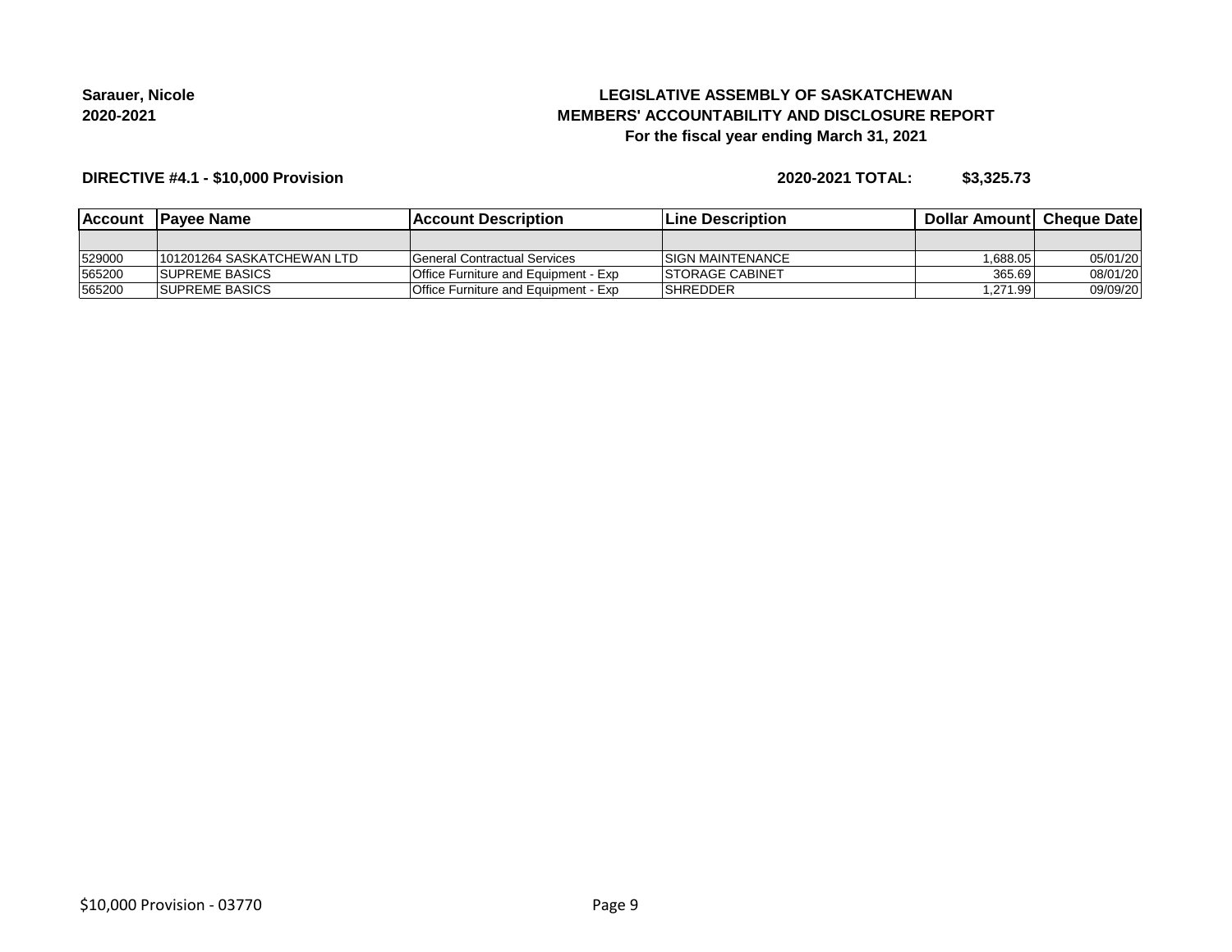**Sarauer, Nicole**
**2020-2021**

**LEGISLATIVE ASSEMBLY OF SASKATCHEWAN**
**MEMBERS' ACCOUNTABILITY AND DISCLOSURE REPORT**
**For the fiscal year ending March 31, 2021**

**DIRECTIVE #4.1 - $10,000 Provision** **2020-2021 TOTAL: $3,325.73**

| Account | Payee Name | Account Description | Line Description | Dollar Amount | Cheque Date |
|---|---|---|---|---|---|
| | | | | | |
| 529000 | 101201264 SASKATCHEWAN LTD | General Contractual Services | SIGN MAINTENANCE | 1,688.05 | 05/01/20 |
| 565200 | SUPREME BASICS | Office Furniture and Equipment - Exp | STORAGE CABINET | 365.69 | 08/01/20 |
| 565200 | SUPREME BASICS | Office Furniture and Equipment - Exp | SHREDDER | 1,271.99 | 09/09/20 |

$10,000 Provision - 03770